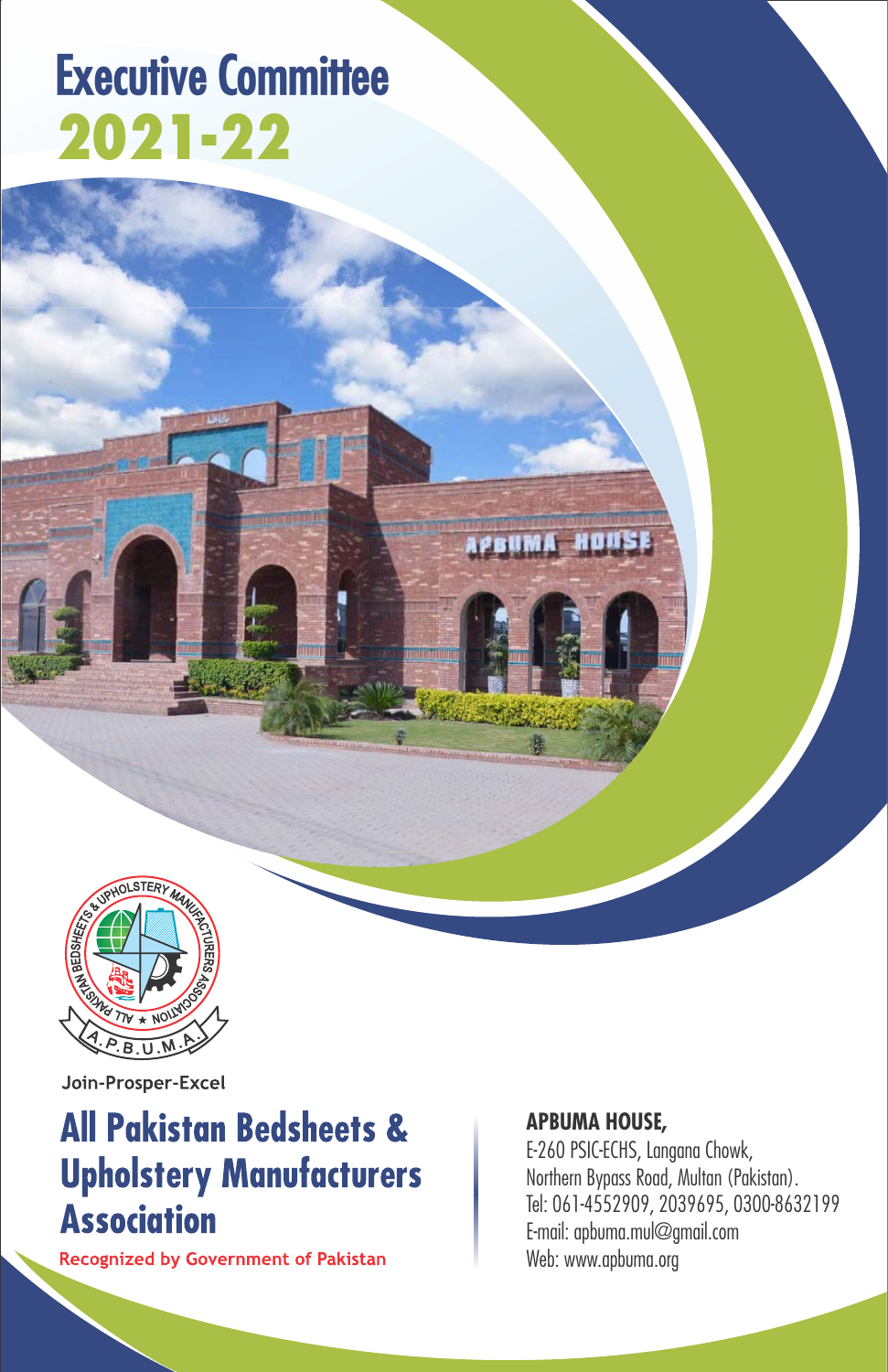# Executive Committee
# 2021-22

Join-Prosper-Excel

## All Pakistan Bedsheets & Upholstery Manufacturers Association

**Recognized by Government of Pakistan**

**APBUMA HOUSE,**
E-260 PSIC-ECHS, Langana Chowk,
Northern Bypass Road, Multan (Pakistan).
Tel: 061-4552909, 2039695, 0300-8632199
E-mail: apbuma.mul@gmail.com
Web: www.apbuma.org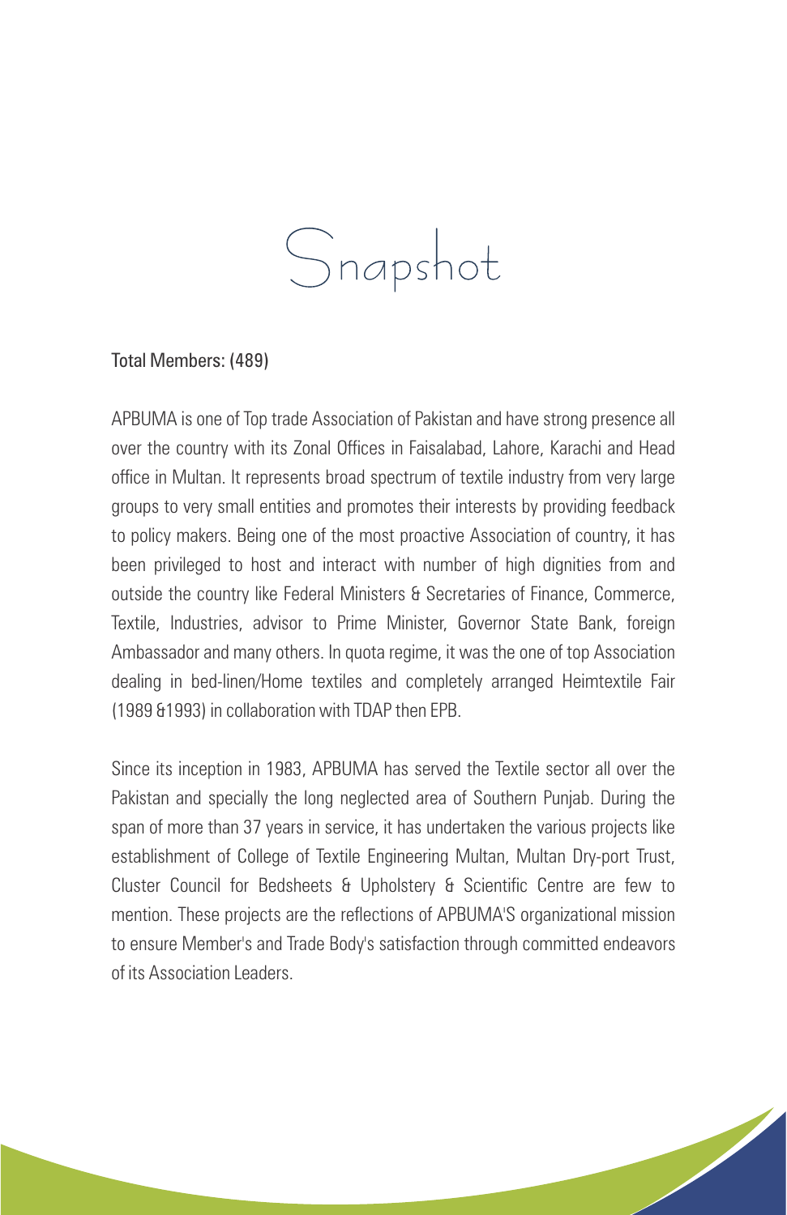# Snapshot

Total Members: (489)

APBUMA is one of Top trade Association of Pakistan and have strong presence all over the country with its Zonal Offices in Faisalabad, Lahore, Karachi and Head office in Multan. It represents broad spectrum of textile industry from very large groups to very small entities and promotes their interests by providing feedback to policy makers. Being one of the most proactive Association of country, it has been privileged to host and interact with number of high dignities from and outside the country like Federal Ministers & Secretaries of Finance, Commerce, Textile, Industries, advisor to Prime Minister, Governor State Bank, foreign Ambassador and many others. In quota regime, it was the one of top Association dealing in bed-linen/Home textiles and completely arranged Heimtextile Fair (1989 &1993) in collaboration with TDAP then EPB.

Since its inception in 1983, APBUMA has served the Textile sector all over the Pakistan and specially the long neglected area of Southern Punjab. During the span of more than 37 years in service, it has undertaken the various projects like establishment of College of Textile Engineering Multan, Multan Dry-port Trust, Cluster Council for Bedsheets & Upholstery & Scientific Centre are few to mention. These projects are the reflections of APBUMA'S organizational mission to ensure Member's and Trade Body's satisfaction through committed endeavors of its Association Leaders.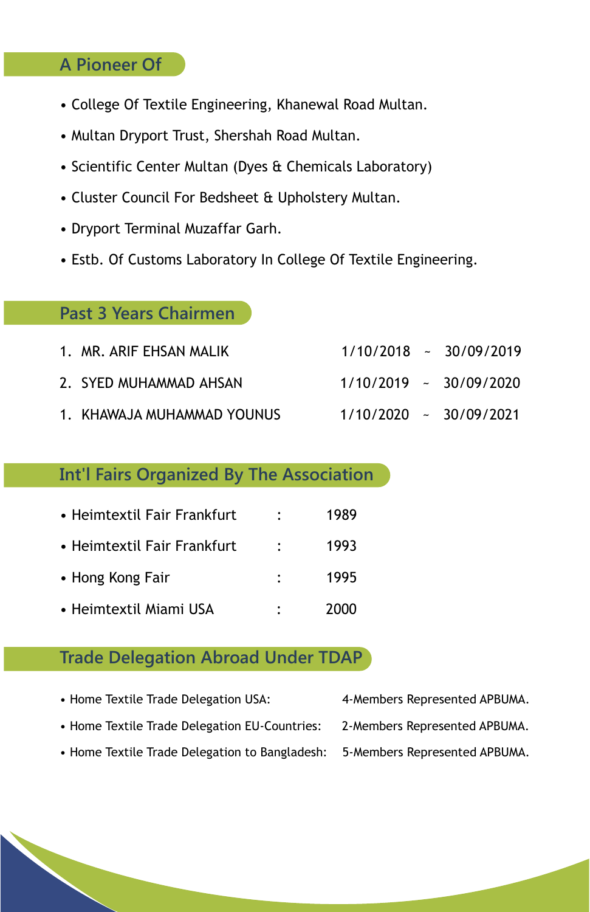## A Pioneer Of

- College Of Textile Engineering, Khanewal Road Multan.
- Multan Dryport Trust, Shershah Road Multan.
- Scientific Center Multan (Dyes & Chemicals Laboratory)
- Cluster Council For Bedsheet & Upholstery Multan.
- Dryport Terminal Muzaffar Garh.
- Estb. Of Customs Laboratory In College Of Textile Engineering.

## Past 3 Years Chairmen

| No. | Name | From | | To |
|---|---|---|---|---|
| 1. | MR. ARIF EHSAN MALIK | 1/10/2018 | ~ | 30/09/2019 |
| 2. | SYED MUHAMMAD AHSAN | 1/10/2019 | ~ | 30/09/2020 |
| 1. | KHAWAJA MUHAMMAD YOUNUS | 1/10/2020 | ~ | 30/09/2021 |

## Int'l Fairs Organized By The Association

- Heimtextil Fair Frankfurt : 1989
- Heimtextil Fair Frankfurt : 1993
- Hong Kong Fair : 1995
- Heimtextil Miami USA : 2000

## Trade Delegation Abroad Under TDAP

- Home Textile Trade Delegation USA: 4-Members Represented APBUMA.
- Home Textile Trade Delegation EU-Countries: 2-Members Represented APBUMA.
- Home Textile Trade Delegation to Bangladesh: 5-Members Represented APBUMA.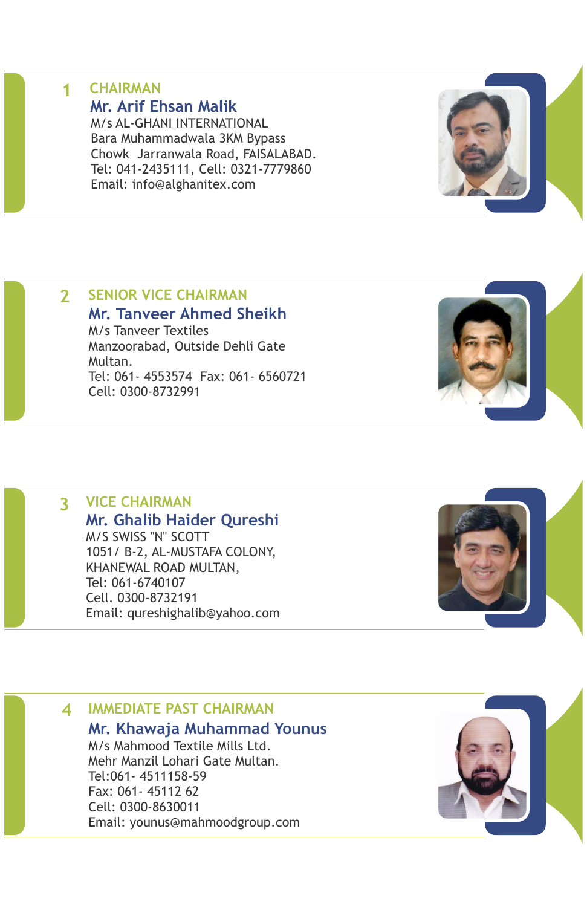1 **CHAIRMAN**

**Mr. Arif Ehsan Malik**
M/s AL-GHANI INTERNATIONAL
Bara Muhammadwala 3KM Bypass
Chowk Jarranwala Road, FAISALABAD.
Tel: 041-2435111, Cell: 0321-7779860
Email: info@alghanitex.com

2 **SENIOR VICE CHAIRMAN**

**Mr. Tanveer Ahmed Sheikh**
M/s Tanveer Textiles
Manzoorabad, Outside Dehli Gate
Multan.
Tel: 061- 4553574 Fax: 061- 6560721
Cell: 0300-8732991

3 **VICE CHAIRMAN**

**Mr. Ghalib Haider Qureshi**
M/S SWISS "N" SCOTT
1051/ B-2, AL-MUSTAFA COLONY,
KHANEWAL ROAD MULTAN,
Tel: 061-6740107
Cell. 0300-8732191
Email: qureshighalib@yahoo.com

4 **IMMEDIATE PAST CHAIRMAN**

**Mr. Khawaja Muhammad Younus**
M/s Mahmood Textile Mills Ltd.
Mehr Manzil Lohari Gate Multan.
Tel:061- 4511158-59
Fax: 061- 45112 62
Cell: 0300-8630011
Email: younus@mahmoodgroup.com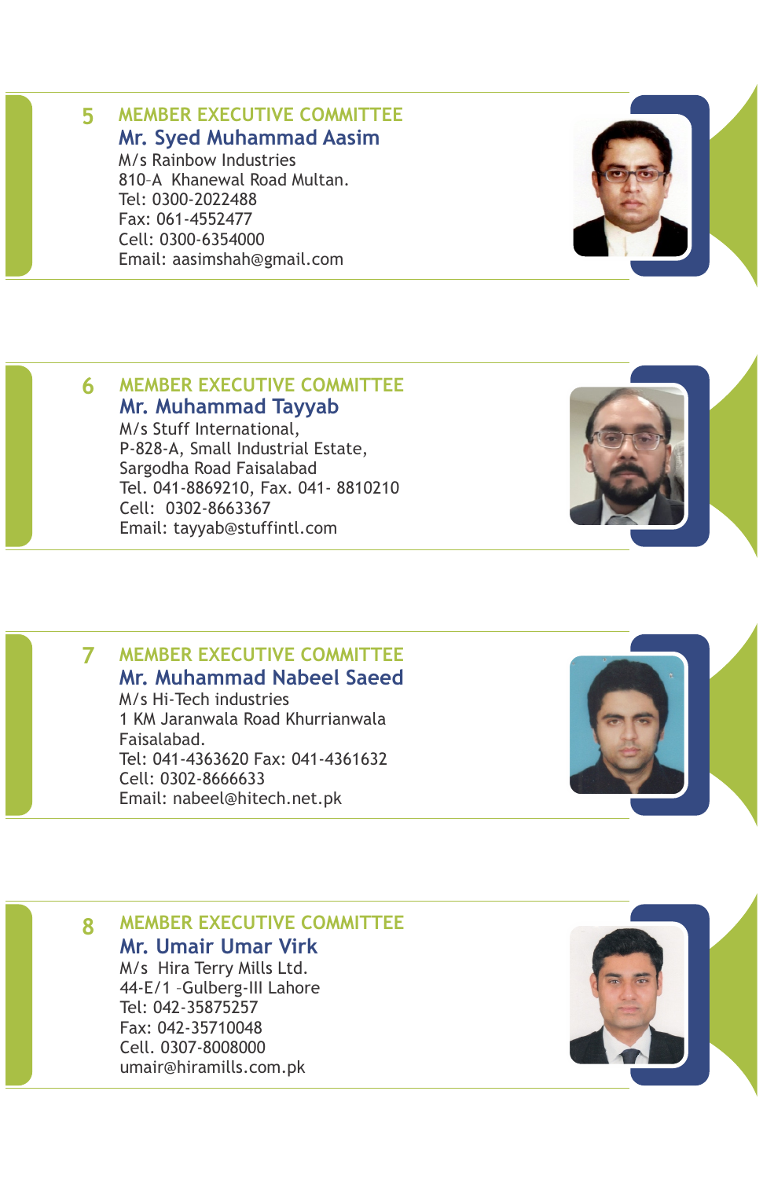## 5 MEMBER EXECUTIVE COMMITTEE

### Mr. Syed Muhammad Aasim

M/s Rainbow Industries
810-A Khanewal Road Multan.
Tel: 0300-2022488
Fax: 061-4552477
Cell: 0300-6354000
Email: aasimshah@gmail.com

## 6 MEMBER EXECUTIVE COMMITTEE

### Mr. Muhammad Tayyab

M/s Stuff International,
P-828-A, Small Industrial Estate,
Sargodha Road Faisalabad
Tel. 041-8869210, Fax. 041- 8810210
Cell: 0302-8663367
Email: tayyab@stuffintl.com

## 7 MEMBER EXECUTIVE COMMITTEE

### Mr. Muhammad Nabeel Saeed

M/s Hi-Tech industries
1 KM Jaranwala Road Khurrianwala
Faisalabad.
Tel: 041-4363620 Fax: 041-4361632
Cell: 0302-8666633
Email: nabeel@hitech.net.pk

## 8 MEMBER EXECUTIVE COMMITTEE

### Mr. Umair Umar Virk

M/s Hira Terry Mills Ltd.
44-E/1 -Gulberg-III Lahore
Tel: 042-35875257
Fax: 042-35710048
Cell. 0307-8008000
umair@hiramills.com.pk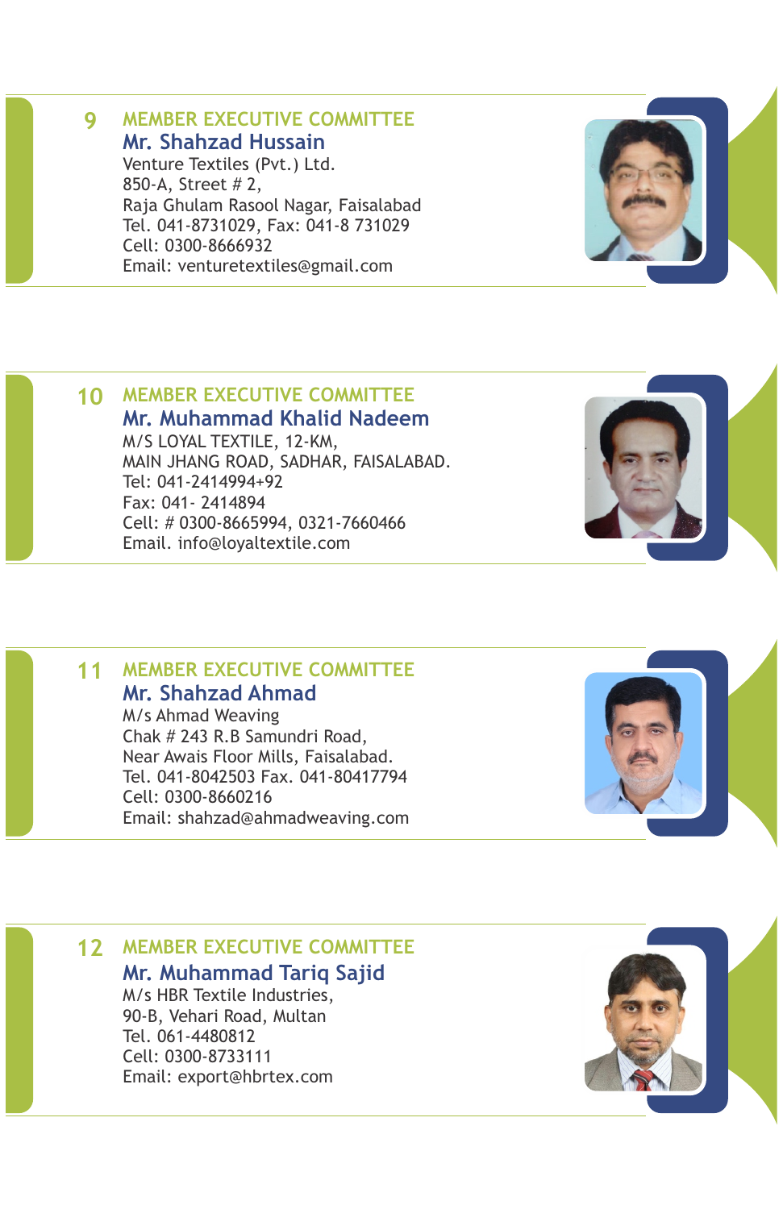9 **MEMBER EXECUTIVE COMMITTEE**

**Mr. Shahzad Hussain**

Venture Textiles (Pvt.) Ltd.
850-A, Street # 2,
Raja Ghulam Rasool Nagar, Faisalabad
Tel. 041-8731029, Fax: 041-8 731029
Cell: 0300-8666932
Email: venturetextiles@gmail.com

10 **MEMBER EXECUTIVE COMMITTEE**

**Mr. Muhammad Khalid Nadeem**

M/S LOYAL TEXTILE, 12-KM,
MAIN JHANG ROAD, SADHAR, FAISALABAD.
Tel: 041-2414994+92
Fax: 041- 2414894
Cell: # 0300-8665994, 0321-7660466
Email. info@loyaltextile.com

11 **MEMBER EXECUTIVE COMMITTEE**

**Mr. Shahzad Ahmad**

M/s Ahmad Weaving
Chak # 243 R.B Samundri Road,
Near Awais Floor Mills, Faisalabad.
Tel. 041-8042503 Fax. 041-80417794
Cell: 0300-8660216
Email: shahzad@ahmadweaving.com

12 **MEMBER EXECUTIVE COMMITTEE**

**Mr. Muhammad Tariq Sajid**

M/s HBR Textile Industries,
90-B, Vehari Road, Multan
Tel. 061-4480812
Cell: 0300-8733111
Email: export@hbrtex.com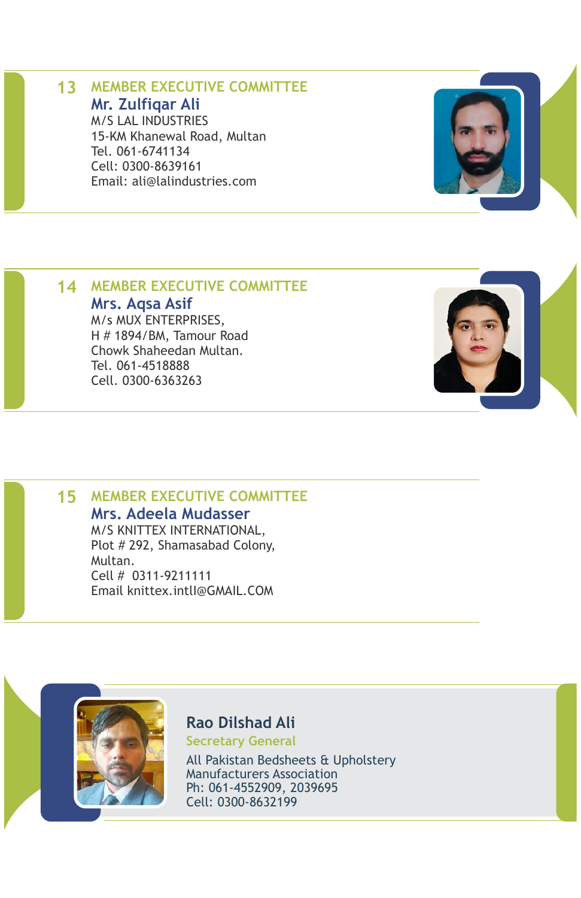## 13 MEMBER EXECUTIVE COMMITTEE

**Mr. Zulfiqar Ali**

M/S LAL INDUSTRIES
15-KM Khanewal Road, Multan
Tel. 061-6741134
Cell: 0300-8639161
Email: ali@lalindustries.com

## 14 MEMBER EXECUTIVE COMMITTEE

**Mrs. Aqsa Asif**

M/s MUX ENTERPRISES,
H # 1894/BM, Tamour Road
Chowk Shaheedan Multan.
Tel. 061-4518888
Cell. 0300-6363263

## 15 MEMBER EXECUTIVE COMMITTEE

**Mrs. Adeela Mudasser**

M/S KNITTEX INTERNATIONAL,
Plot # 292, Shamasabad Colony,
Multan.
Cell # 0311-9211111
Email knittex.intll@GMAIL.COM

**Rao Dilshad Ali**

Secretary General

All Pakistan Bedsheets & Upholstery
Manufacturers Association
Ph: 061-4552909, 2039695
Cell: 0300-8632199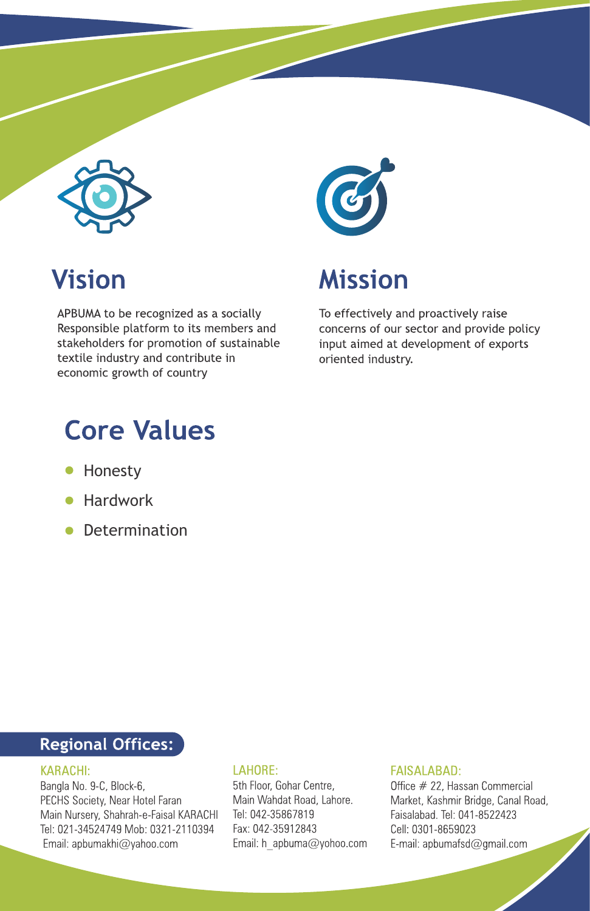## Vision

APBUMA to be recognized as a socially Responsible platform to its members and stakeholders for promotion of sustainable textile industry and contribute in economic growth of country

## Mission

To effectively and proactively raise concerns of our sector and provide policy input aimed at development of exports oriented industry.

## Core Values

- Honesty
- Hardwork
- Determination

## Regional Offices:

**KARACHI:**
Bangla No. 9-C, Block-6,
PECHS Society, Near Hotel Faran
Main Nursery, Shahrah-e-Faisal KARACHI
Tel: 021-34524749 Mob: 0321-2110394
Email: apbumakhi@yahoo.com

**LAHORE:**
5th Floor, Gohar Centre,
Main Wahdat Road, Lahore.
Tel: 042-35867819
Fax: 042-35912843
Email: h_apbuma@yohoo.com

**FAISALABAD:**
Office # 22, Hassan Commercial
Market, Kashmir Bridge, Canal Road,
Faisalabad. Tel: 041-8522423
Cell: 0301-8659023
E-mail: apbumafsd@gmail.com